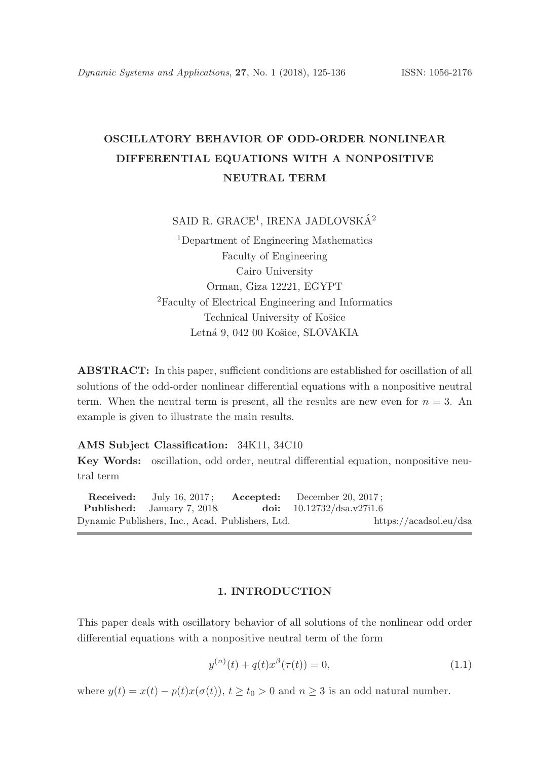# OSCILLATORY BEHAVIOR OF ODD-ORDER NONLINEAR DIFFERENTIAL EQUATIONS WITH A NONPOSITIVE NEUTRAL TERM

SAID R. GRACE[1], IRENA JADLOVSKÁ[2]

[1]Department of Engineering Mathematics
Faculty of Engineering
Cairo University
Orman, Giza 12221, EGYPT
[2]Faculty of Electrical Engineering and Informatics
Technical University of Košice
Letná 9, 042 00 Košice, SLOVAKIA

**ABSTRACT:** In this paper, sufficient conditions are established for oscillation of all solutions of the odd-order nonlinear differential equations with a nonpositive neutral term. When the neutral term is present, all the results are new even for $n = 3$. An example is given to illustrate the main results.

**AMS Subject Classification:** 34K11, 34C10

**Key Words:** oscillation, odd order, neutral differential equation, nonpositive neutral term

**Received:** July 16, 2017; **Accepted:** December 20, 2017;
**Published:** January 7, 2018 **doi:** 10.12732/dsa.v27i1.6
Dynamic Publishers, Inc., Acad. Publishers, Ltd. https://acadsol.eu/dsa

## 1. INTRODUCTION

This paper deals with oscillatory behavior of all solutions of the nonlinear odd order differential equations with a nonpositive neutral term of the form

$$y^{(n)}(t) + q(t)x^{\beta}(\tau(t)) = 0, \tag{1.1}$$

where $y(t) = x(t) - p(t)x(\sigma(t))$, $t \geq t_0 > 0$ and $n \geq 3$ is an odd natural number.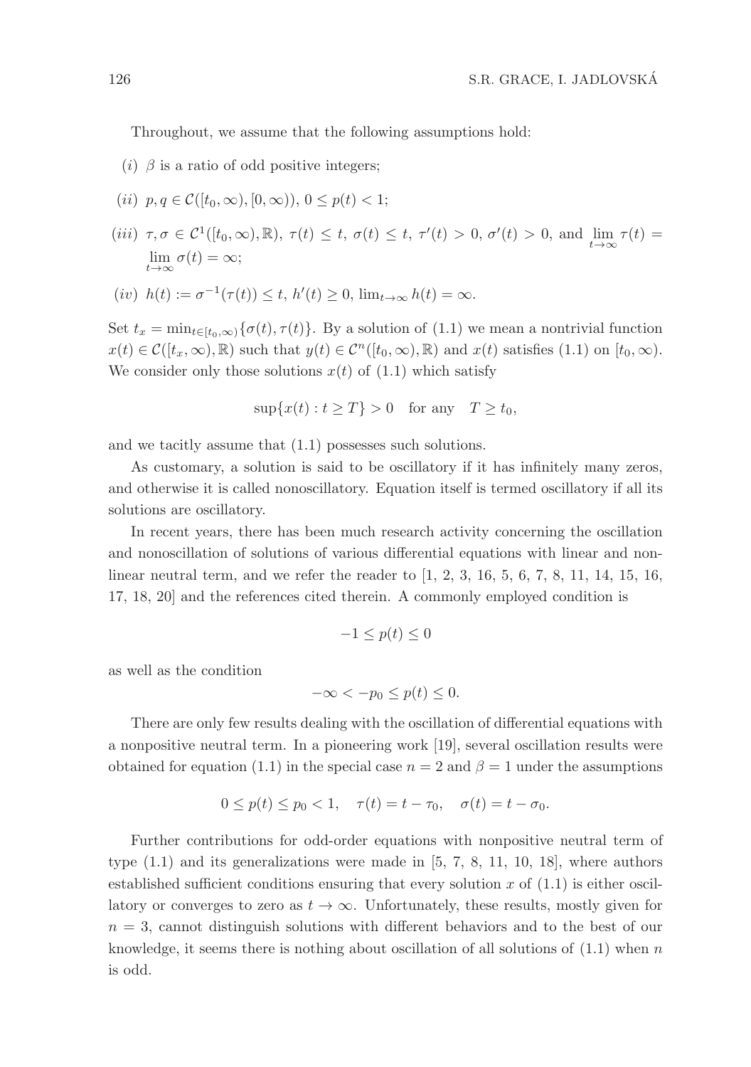Throughout, we assume that the following assumptions hold:

$(i)$ $\beta$ is a ratio of odd positive integers;

$(ii)$ $p, q \in \mathcal{C}([t_0, \infty), [0, \infty))$, $0 \le p(t) < 1$;

$(iii)$ $\tau, \sigma \in \mathcal{C}^1([t_0, \infty), \mathbb{R})$, $\tau(t) \le t$, $\sigma(t) \le t$, $\tau'(t) > 0$, $\sigma'(t) > 0$, and $\lim_{t\to\infty} \tau(t) = \lim_{t\to\infty} \sigma(t) = \infty$;

$(iv)$ $h(t) := \sigma^{-1}(\tau(t)) \le t$, $h'(t) \ge 0$, $\lim_{t\to\infty} h(t) = \infty$.

Set $t_x = \min_{t\in[t_0,\infty)}\{\sigma(t), \tau(t)\}$. By a solution of (1.1) we mean a nontrivial function $x(t) \in \mathcal{C}([t_x, \infty), \mathbb{R})$ such that $y(t) \in \mathcal{C}^n([t_0, \infty), \mathbb{R})$ and $x(t)$ satisfies (1.1) on $[t_0, \infty)$. We consider only those solutions $x(t)$ of (1.1) which satisfy

$$\sup\{x(t) : t \ge T\} > 0 \quad \text{for any} \quad T \ge t_0,$$

and we tacitly assume that (1.1) possesses such solutions.

As customary, a solution is said to be oscillatory if it has infinitely many zeros, and otherwise it is called nonoscillatory. Equation itself is termed oscillatory if all its solutions are oscillatory.

In recent years, there has been much research activity concerning the oscillation and nonoscillation of solutions of various differential equations with linear and nonlinear neutral term, and we refer the reader to [1, 2, 3, 16, 5, 6, 7, 8, 11, 14, 15, 16, 17, 18, 20] and the references cited therein. A commonly employed condition is

$$-1 \le p(t) \le 0$$

as well as the condition

$$-\infty < -p_0 \le p(t) \le 0.$$

There are only few results dealing with the oscillation of differential equations with a nonpositive neutral term. In a pioneering work [19], several oscillation results were obtained for equation (1.1) in the special case $n = 2$ and $\beta = 1$ under the assumptions

$$0 \le p(t) \le p_0 < 1, \quad \tau(t) = t - \tau_0, \quad \sigma(t) = t - \sigma_0.$$

Further contributions for odd-order equations with nonpositive neutral term of type (1.1) and its generalizations were made in [5, 7, 8, 11, 10, 18], where authors established sufficient conditions ensuring that every solution $x$ of (1.1) is either oscillatory or converges to zero as $t \to \infty$. Unfortunately, these results, mostly given for $n = 3$, cannot distinguish solutions with different behaviors and to the best of our knowledge, it seems there is nothing about oscillation of all solutions of (1.1) when $n$ is odd.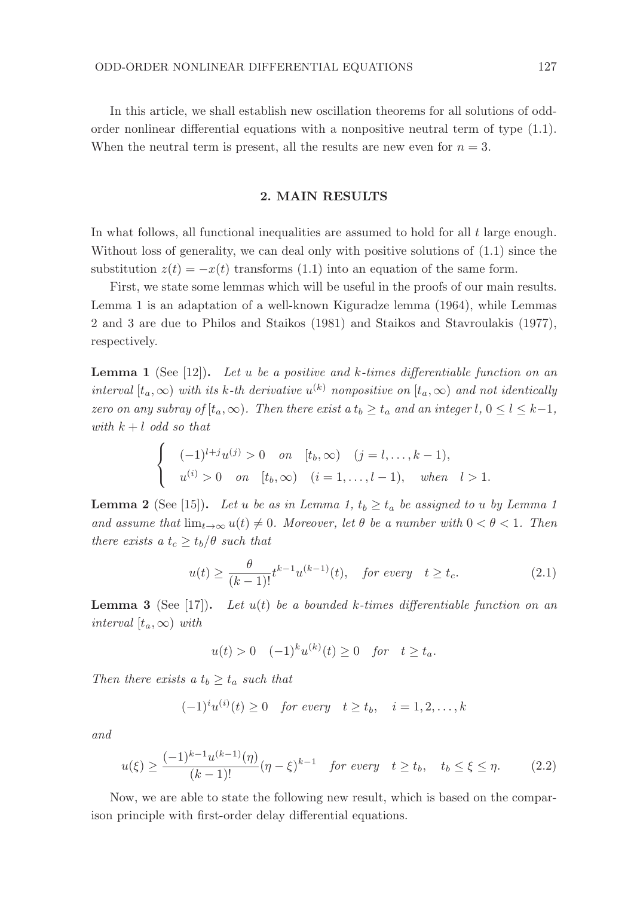In this article, we shall establish new oscillation theorems for all solutions of odd-order nonlinear differential equations with a nonpositive neutral term of type (1.1). When the neutral term is present, all the results are new even for $n = 3$.

## 2. MAIN RESULTS

In what follows, all functional inequalities are assumed to hold for all $t$ large enough. Without loss of generality, we can deal only with positive solutions of (1.1) since the substitution $z(t) = -x(t)$ transforms (1.1) into an equation of the same form.

First, we state some lemmas which will be useful in the proofs of our main results. Lemma 1 is an adaptation of a well-known Kiguradze lemma (1964), while Lemmas 2 and 3 are due to Philos and Staikos (1981) and Staikos and Stavroulakis (1977), respectively.

**Lemma 1** (See [12]). *Let $u$ be a positive and $k$-times differentiable function on an interval $[t_a, \infty)$ with its $k$-th derivative $u^{(k)}$ nonpositive on $[t_a, \infty)$ and not identically zero on any subray of $[t_a, \infty)$. Then there exist a $t_b \geq t_a$ and an integer $l$, $0 \leq l \leq k-1$, with $k + l$ odd so that*

$$\begin{cases} (-1)^{l+j} u^{(j)} > 0 \quad on \quad [t_b, \infty) \quad (j = l, \dots, k-1), \\ u^{(i)} > 0 \quad on \quad [t_b, \infty) \quad (i = 1, \dots, l-1), \quad when \quad l > 1. \end{cases}$$

**Lemma 2** (See [15]). *Let $u$ be as in Lemma 1, $t_b \geq t_a$ be assigned to $u$ by Lemma 1 and assume that $\lim_{t\to\infty} u(t) \neq 0$. Moreover, let $\theta$ be a number with $0 < \theta < 1$. Then there exists a $t_c \geq t_b/\theta$ such that*

$$u(t) \geq \frac{\theta}{(k-1)!} t^{k-1} u^{(k-1)}(t), \quad for\ every \quad t \geq t_c. \tag{2.1}$$

**Lemma 3** (See [17]). *Let $u(t)$ be a bounded $k$-times differentiable function on an interval $[t_a, \infty)$ with*

$$u(t) > 0 \quad (-1)^k u^{(k)}(t) \geq 0 \quad for \quad t \geq t_a.$$

*Then there exists a $t_b \geq t_a$ such that*

$$(-1)^i u^{(i)}(t) \geq 0 \quad for\ every \quad t \geq t_b, \quad i = 1, 2, \dots, k$$

*and*

$$u(\xi) \geq \frac{(-1)^{k-1} u^{(k-1)}(\eta)}{(k-1)!} (\eta - \xi)^{k-1} \quad for\ every \quad t \geq t_b, \quad t_b \leq \xi \leq \eta. \tag{2.2}$$

Now, we are able to state the following new result, which is based on the comparison principle with first-order delay differential equations.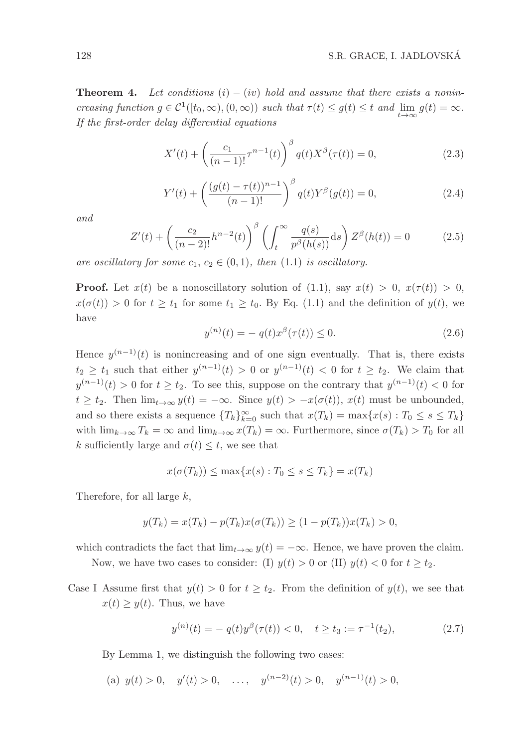**Theorem 4.** *Let conditions $(i) - (iv)$ hold and assume that there exists a nonincreasing function $g \in \mathcal{C}^1([t_0, \infty), (0, \infty))$ such that $\tau(t) \leq g(t) \leq t$ and $\lim_{t\to\infty} g(t) = \infty$. If the first-order delay differential equations*

$$X'(t) + \left(\frac{c_1}{(n-1)!}\tau^{n-1}(t)\right)^{\beta} q(t)X^{\beta}(\tau(t)) = 0, \tag{2.3}$$

$$Y'(t) + \left(\frac{(g(t)-\tau(t))^{n-1}}{(n-1)!}\right)^{\beta} q(t)Y^{\beta}(g(t)) = 0, \tag{2.4}$$

*and*

$$Z'(t) + \left(\frac{c_2}{(n-2)!}h^{n-2}(t)\right)^{\beta} \left(\int_t^{\infty} \frac{q(s)}{p^{\beta}(h(s))}\mathrm{d}s\right) Z^{\beta}(h(t)) = 0 \tag{2.5}$$

*are oscillatory for some $c_1$, $c_2 \in (0, 1)$, then (1.1) is oscillatory.*

**Proof.** Let $x(t)$ be a nonoscillatory solution of (1.1), say $x(t) > 0$, $x(\tau(t)) > 0$, $x(\sigma(t)) > 0$ for $t \geq t_1$ for some $t_1 \geq t_0$. By Eq. (1.1) and the definition of $y(t)$, we have

$$y^{(n)}(t) = -\, q(t)x^{\beta}(\tau(t)) \leq 0. \tag{2.6}$$

Hence $y^{(n-1)}(t)$ is nonincreasing and of one sign eventually. That is, there exists $t_2 \geq t_1$ such that either $y^{(n-1)}(t) > 0$ or $y^{(n-1)}(t) < 0$ for $t \geq t_2$. We claim that $y^{(n-1)}(t) > 0$ for $t \geq t_2$. To see this, suppose on the contrary that $y^{(n-1)}(t) < 0$ for $t \geq t_2$. Then $\lim_{t\to\infty} y(t) = -\infty$. Since $y(t) > -x(\sigma(t))$, $x(t)$ must be unbounded, and so there exists a sequence $\{T_k\}_{k=0}^{\infty}$ such that $x(T_k) = \max\{x(s) : T_0 \leq s \leq T_k\}$ with $\lim_{k\to\infty} T_k = \infty$ and $\lim_{k\to\infty} x(T_k) = \infty$. Furthermore, since $\sigma(T_k) > T_0$ for all $k$ sufficiently large and $\sigma(t) \leq t$, we see that

$$x(\sigma(T_k)) \leq \max\{x(s) : T_0 \leq s \leq T_k\} = x(T_k)$$

Therefore, for all large $k$,

$$y(T_k) = x(T_k) - p(T_k)x(\sigma(T_k)) \geq (1 - p(T_k))x(T_k) > 0,$$

which contradicts the fact that $\lim_{t\to\infty} y(t) = -\infty$. Hence, we have proven the claim.

Now, we have two cases to consider: (I) $y(t) > 0$ or (II) $y(t) < 0$ for $t \geq t_2$.

Case I Assume first that $y(t) > 0$ for $t \geq t_2$. From the definition of $y(t)$, we see that $x(t) \geq y(t)$. Thus, we have

$$y^{(n)}(t) = -\, q(t)y^{\beta}(\tau(t)) < 0, \quad t \geq t_3 := \tau^{-1}(t_2), \tag{2.7}$$

By Lemma 1, we distinguish the following two cases:

(a) $y(t) > 0, \quad y'(t) > 0, \quad \ldots, \quad y^{(n-2)}(t) > 0, \quad y^{(n-1)}(t) > 0,$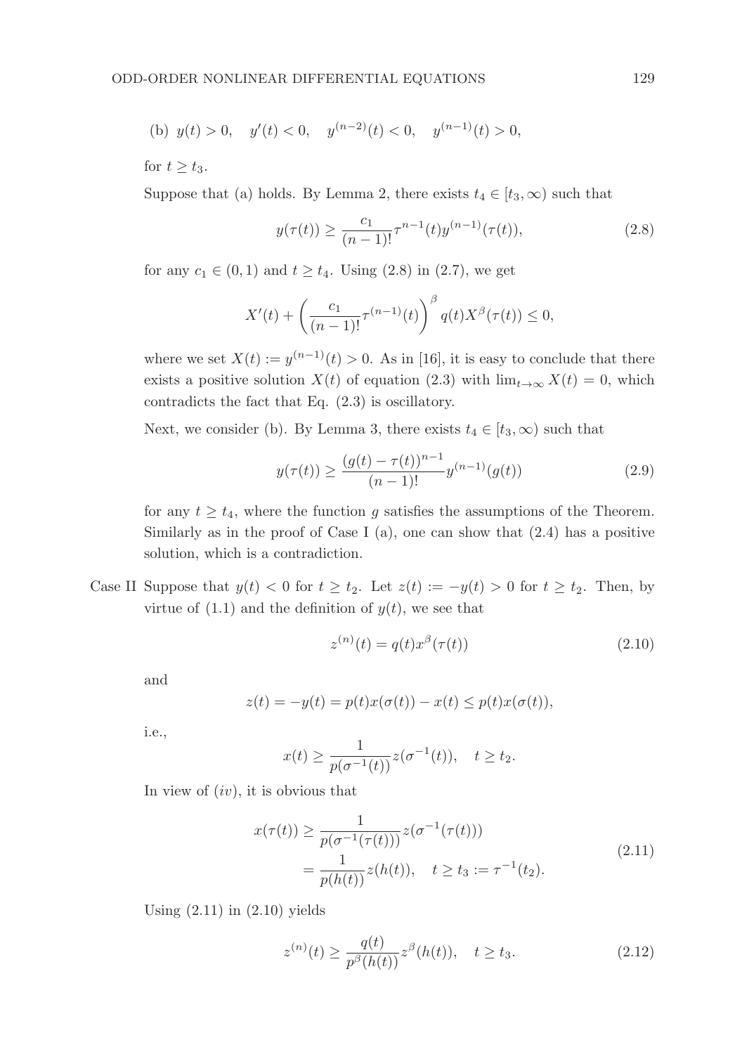(b) $y(t) > 0, \quad y'(t) < 0, \quad y^{(n-2)}(t) < 0, \quad y^{(n-1)}(t) > 0,$

for $t \geq t_3$.

Suppose that (a) holds. By Lemma 2, there exists $t_4 \in [t_3, \infty)$ such that

$$y(\tau(t)) \geq \frac{c_1}{(n-1)!} \tau^{n-1}(t) y^{(n-1)}(\tau(t)), \tag{2.8}$$

for any $c_1 \in (0,1)$ and $t \geq t_4$. Using (2.8) in (2.7), we get

$$X'(t) + \left( \frac{c_1}{(n-1)!} \tau^{(n-1)}(t) \right)^{\beta} q(t) X^{\beta}(\tau(t)) \leq 0,$$

where we set $X(t) := y^{(n-1)}(t) > 0$. As in [16], it is easy to conclude that there exists a positive solution $X(t)$ of equation (2.3) with $\lim_{t\to\infty} X(t) = 0$, which contradicts the fact that Eq. (2.3) is oscillatory.

Next, we consider (b). By Lemma 3, there exists $t_4 \in [t_3, \infty)$ such that

$$y(\tau(t)) \geq \frac{(g(t) - \tau(t))^{n-1}}{(n-1)!} y^{(n-1)}(g(t)) \tag{2.9}$$

for any $t \geq t_4$, where the function $g$ satisfies the assumptions of the Theorem. Similarly as in the proof of Case I (a), one can show that (2.4) has a positive solution, which is a contradiction.

Case II Suppose that $y(t) < 0$ for $t \geq t_2$. Let $z(t) := -y(t) > 0$ for $t \geq t_2$. Then, by virtue of (1.1) and the definition of $y(t)$, we see that

$$z^{(n)}(t) = q(t) x^{\beta}(\tau(t)) \tag{2.10}$$

and

$$z(t) = -y(t) = p(t) x(\sigma(t)) - x(t) \leq p(t) x(\sigma(t)),$$

i.e.,

$$x(t) \geq \frac{1}{p(\sigma^{-1}(t))} z(\sigma^{-1}(t)), \quad t \geq t_2.$$

In view of $(iv)$, it is obvious that

$$\begin{aligned} x(\tau(t)) &\geq \frac{1}{p(\sigma^{-1}(\tau(t)))} z(\sigma^{-1}(\tau(t))) \\ &= \frac{1}{p(h(t))} z(h(t)), \quad t \geq t_3 := \tau^{-1}(t_2). \end{aligned} \tag{2.11}$$

Using (2.11) in (2.10) yields

$$z^{(n)}(t) \geq \frac{q(t)}{p^{\beta}(h(t))} z^{\beta}(h(t)), \quad t \geq t_3. \tag{2.12}$$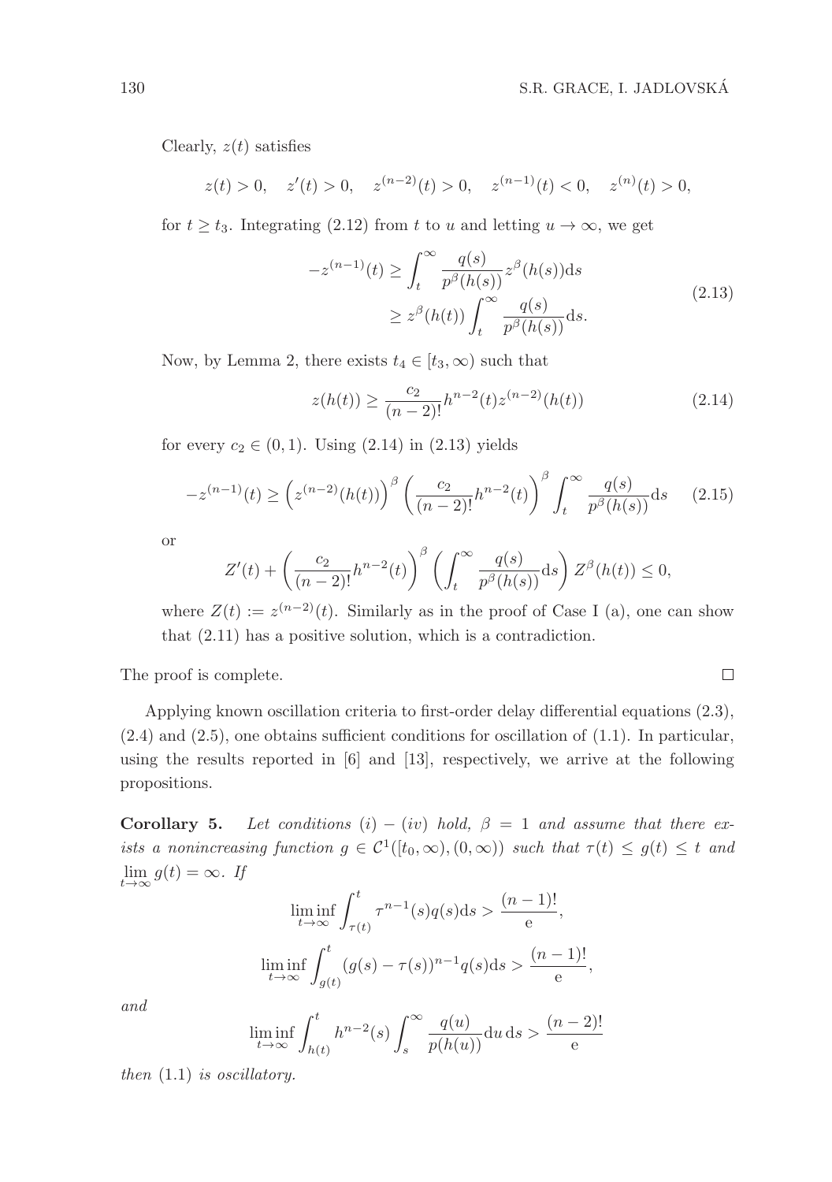Clearly, $z(t)$ satisfies

$$z(t) > 0, \quad z'(t) > 0, \quad z^{(n-2)}(t) > 0, \quad z^{(n-1)}(t) < 0, \quad z^{(n)}(t) > 0,$$

for $t \geq t_3$. Integrating (2.12) from $t$ to $u$ and letting $u \to \infty$, we get

$$\begin{aligned} -z^{(n-1)}(t) &\geq \int_t^\infty \frac{q(s)}{p^\beta(h(s))} z^\beta(h(s)) \mathrm{d}s \\ &\geq z^\beta(h(t)) \int_t^\infty \frac{q(s)}{p^\beta(h(s))} \mathrm{d}s. \end{aligned} \tag{2.13}$$

Now, by Lemma 2, there exists $t_4 \in [t_3, \infty)$ such that

$$z(h(t)) \geq \frac{c_2}{(n-2)!} h^{n-2}(t) z^{(n-2)}(h(t)) \tag{2.14}$$

for every $c_2 \in (0, 1)$. Using (2.14) in (2.13) yields

$$-z^{(n-1)}(t) \geq \left(z^{(n-2)}(h(t))\right)^\beta \left(\frac{c_2}{(n-2)!} h^{n-2}(t)\right)^\beta \int_t^\infty \frac{q(s)}{p^\beta(h(s))} \mathrm{d}s \tag{2.15}$$

or

$$Z'(t) + \left(\frac{c_2}{(n-2)!} h^{n-2}(t)\right)^\beta \left(\int_t^\infty \frac{q(s)}{p^\beta(h(s))} \mathrm{d}s\right) Z^\beta(h(t)) \leq 0,$$

where $Z(t) := z^{(n-2)}(t)$. Similarly as in the proof of Case I (a), one can show that (2.11) has a positive solution, which is a contradiction.

The proof is complete. $\square$

Applying known oscillation criteria to first-order delay differential equations (2.3), (2.4) and (2.5), one obtains sufficient conditions for oscillation of (1.1). In particular, using the results reported in [6] and [13], respectively, we arrive at the following propositions.

**Corollary 5.** *Let conditions* $(i) - (iv)$ *hold,* $\beta = 1$ *and assume that there exists a nonincreasing function* $g \in \mathcal{C}^1([t_0, \infty), (0, \infty))$ *such that* $\tau(t) \leq g(t) \leq t$ *and* $\lim_{t\to\infty} g(t) = \infty$. *If*

$$\liminf_{t\to\infty} \int_{\tau(t)}^t \tau^{n-1}(s) q(s) \mathrm{d}s > \frac{(n-1)!}{\mathrm{e}},$$

$$\liminf_{t\to\infty} \int_{g(t)}^t (g(s) - \tau(s))^{n-1} q(s) \mathrm{d}s > \frac{(n-1)!}{\mathrm{e}},$$

*and*

$$\liminf_{t\to\infty} \int_{h(t)}^t h^{n-2}(s) \int_s^\infty \frac{q(u)}{p(h(u))} \mathrm{d}u \, \mathrm{d}s > \frac{(n-2)!}{\mathrm{e}}$$

*then* (1.1) *is oscillatory.*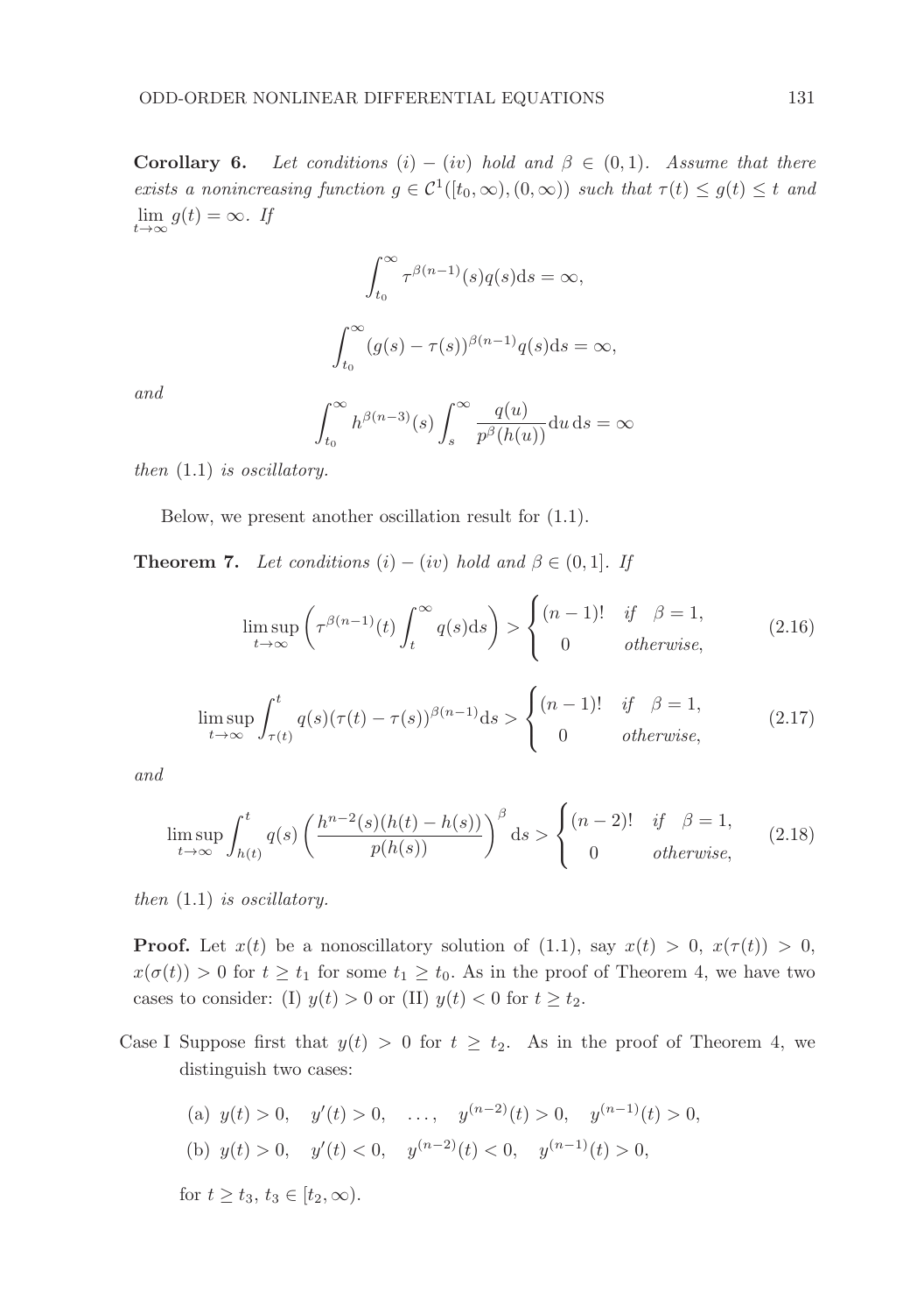**Corollary 6.** *Let conditions (i) − (iv) hold and $\beta \in (0,1)$. Assume that there exists a nonincreasing function $g \in \mathcal{C}^1([t_0,\infty),(0,\infty))$ such that $\tau(t) \le g(t) \le t$ and $\lim_{t\to\infty} g(t) = \infty$. If*

$$\int_{t_0}^{\infty} \tau^{\beta(n-1)}(s) q(s) \mathrm{d}s = \infty,$$

$$\int_{t_0}^{\infty} (g(s) - \tau(s))^{\beta(n-1)} q(s) \mathrm{d}s = \infty,$$

*and*

$$\int_{t_0}^{\infty} h^{\beta(n-3)}(s) \int_s^{\infty} \frac{q(u)}{p^{\beta}(h(u))} \mathrm{d}u \, \mathrm{d}s = \infty$$

*then* (1.1) *is oscillatory.*

Below, we present another oscillation result for (1.1).

**Theorem 7.** *Let conditions (i) − (iv) hold and $\beta \in (0,1]$. If*

$$\limsup_{t\to\infty} \left( \tau^{\beta(n-1)}(t) \int_t^{\infty} q(s) \mathrm{d}s \right) > \begin{cases} (n-1)! & \text{if} \quad \beta = 1, \\ 0 & \text{otherwise}, \end{cases} \tag{2.16}$$

$$\limsup_{t\to\infty} \int_{\tau(t)}^{t} q(s) (\tau(t) - \tau(s))^{\beta(n-1)} \mathrm{d}s > \begin{cases} (n-1)! & \text{if} \quad \beta = 1, \\ 0 & \text{otherwise}, \end{cases} \tag{2.17}$$

*and*

$$\limsup_{t\to\infty} \int_{h(t)}^{t} q(s) \left( \frac{h^{n-2}(s)(h(t) - h(s))}{p(h(s))} \right)^{\beta} \mathrm{d}s > \begin{cases} (n-2)! & \text{if} \quad \beta = 1, \\ 0 & \text{otherwise}, \end{cases} \tag{2.18}$$

*then* (1.1) *is oscillatory.*

**Proof.** Let $x(t)$ be a nonoscillatory solution of (1.1), say $x(t) > 0$, $x(\tau(t)) > 0$, $x(\sigma(t)) > 0$ for $t \ge t_1$ for some $t_1 \ge t_0$. As in the proof of Theorem 4, we have two cases to consider: (I) $y(t) > 0$ or (II) $y(t) < 0$ for $t \ge t_2$.

Case I Suppose first that $y(t) > 0$ for $t \ge t_2$. As in the proof of Theorem 4, we distinguish two cases:

(a) $y(t) > 0, \quad y'(t) > 0, \quad \dots, \quad y^{(n-2)}(t) > 0, \quad y^{(n-1)}(t) > 0,$

(b) $y(t) > 0, \quad y'(t) < 0, \quad y^{(n-2)}(t) < 0, \quad y^{(n-1)}(t) > 0,$

for $t \ge t_3$, $t_3 \in [t_2, \infty)$.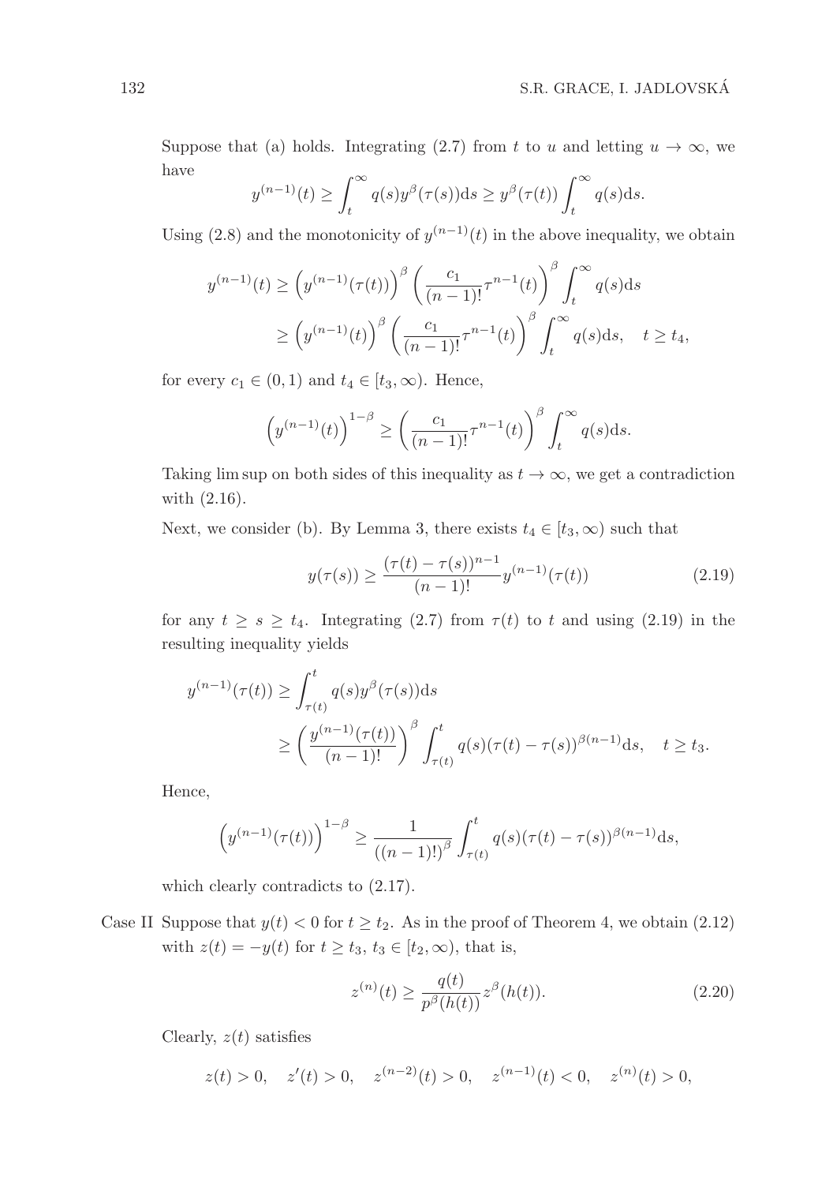Suppose that (a) holds. Integrating (2.7) from $t$ to $u$ and letting $u \to \infty$, we have

$$y^{(n-1)}(t) \geq \int_t^\infty q(s) y^\beta(\tau(s)) \mathrm{d}s \geq y^\beta(\tau(t)) \int_t^\infty q(s) \mathrm{d}s.$$

Using (2.8) and the monotonicity of $y^{(n-1)}(t)$ in the above inequality, we obtain

$$\begin{aligned} y^{(n-1)}(t) &\geq \left(y^{(n-1)}(\tau(t))\right)^\beta \left(\frac{c_1}{(n-1)!} \tau^{n-1}(t)\right)^\beta \int_t^\infty q(s) \mathrm{d}s \\ &\geq \left(y^{(n-1)}(t)\right)^\beta \left(\frac{c_1}{(n-1)!} \tau^{n-1}(t)\right)^\beta \int_t^\infty q(s) \mathrm{d}s, \quad t \geq t_4, \end{aligned}$$

for every $c_1 \in (0,1)$ and $t_4 \in [t_3, \infty)$. Hence,

$$\left(y^{(n-1)}(t)\right)^{1-\beta} \geq \left(\frac{c_1}{(n-1)!} \tau^{n-1}(t)\right)^\beta \int_t^\infty q(s) \mathrm{d}s.$$

Taking lim sup on both sides of this inequality as $t \to \infty$, we get a contradiction with (2.16).

Next, we consider (b). By Lemma 3, there exists $t_4 \in [t_3, \infty)$ such that

$$y(\tau(s)) \geq \frac{(\tau(t) - \tau(s))^{n-1}}{(n-1)!} y^{(n-1)}(\tau(t)) \tag{2.19}$$

for any $t \geq s \geq t_4$. Integrating (2.7) from $\tau(t)$ to $t$ and using (2.19) in the resulting inequality yields

$$\begin{aligned} y^{(n-1)}(\tau(t)) &\geq \int_{\tau(t)}^t q(s) y^\beta(\tau(s)) \mathrm{d}s \\ &\geq \left(\frac{y^{(n-1)}(\tau(t))}{(n-1)!}\right)^\beta \int_{\tau(t)}^t q(s) (\tau(t) - \tau(s))^{\beta(n-1)} \mathrm{d}s, \quad t \geq t_3. \end{aligned}$$

Hence,

$$\left(y^{(n-1)}(\tau(t))\right)^{1-\beta} \geq \frac{1}{((n-1)!)^\beta} \int_{\tau(t)}^t q(s) (\tau(t) - \tau(s))^{\beta(n-1)} \mathrm{d}s,$$

which clearly contradicts to (2.17).

Case II Suppose that $y(t) < 0$ for $t \geq t_2$. As in the proof of Theorem 4, we obtain (2.12) with $z(t) = -y(t)$ for $t \geq t_3$, $t_3 \in [t_2, \infty)$, that is,

$$z^{(n)}(t) \geq \frac{q(t)}{p^\beta(h(t))} z^\beta(h(t)). \tag{2.20}$$

Clearly, $z(t)$ satisfies

$$z(t) > 0, \quad z'(t) > 0, \quad z^{(n-2)}(t) > 0, \quad z^{(n-1)}(t) < 0, \quad z^{(n)}(t) > 0,$$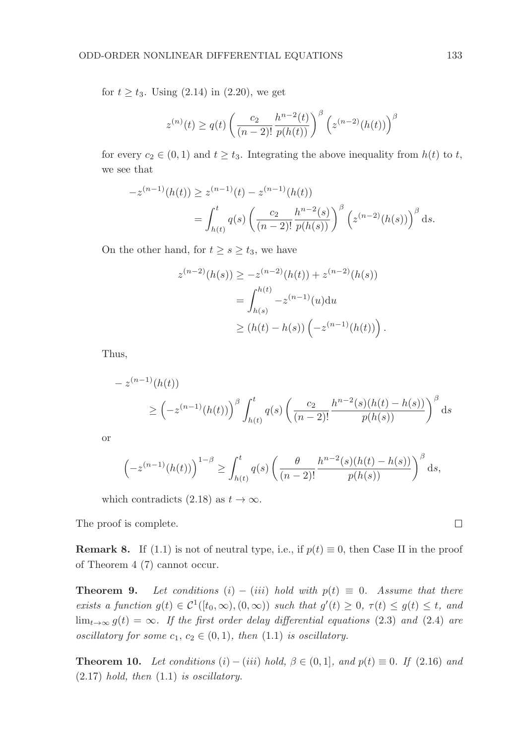for $t \geq t_3$. Using (2.14) in (2.20), we get

$$z^{(n)}(t) \geq q(t) \left( \frac{c_2}{(n-2)!} \frac{h^{n-2}(t)}{p(h(t))} \right)^{\beta} \left( z^{(n-2)}(h(t)) \right)^{\beta}$$

for every $c_2 \in (0,1)$ and $t \geq t_3$. Integrating the above inequality from $h(t)$ to $t$, we see that

$$\begin{aligned} -z^{(n-1)}(h(t)) &\geq z^{(n-1)}(t) - z^{(n-1)}(h(t)) \\ &= \int_{h(t)}^{t} q(s) \left( \frac{c_2}{(n-2)!} \frac{h^{n-2}(s)}{p(h(s))} \right)^{\beta} \left( z^{(n-2)}(h(s)) \right)^{\beta} \mathrm{d}s. \end{aligned}$$

On the other hand, for $t \geq s \geq t_3$, we have

$$\begin{aligned} z^{(n-2)}(h(s)) &\geq -z^{(n-2)}(h(t)) + z^{(n-2)}(h(s)) \\ &= \int_{h(s)}^{h(t)} -z^{(n-1)}(u) \mathrm{d}u \\ &\geq (h(t) - h(s)) \left( -z^{(n-1)}(h(t)) \right). \end{aligned}$$

Thus,

$$\begin{aligned} &- z^{(n-1)}(h(t)) \\ &\qquad \geq \left( -z^{(n-1)}(h(t)) \right)^{\beta} \int_{h(t)}^{t} q(s) \left( \frac{c_2}{(n-2)!} \frac{h^{n-2}(s)(h(t) - h(s))}{p(h(s))} \right)^{\beta} \mathrm{d}s \end{aligned}$$

or

$$\left( -z^{(n-1)}(h(t)) \right)^{1-\beta} \geq \int_{h(t)}^{t} q(s) \left( \frac{\theta}{(n-2)!} \frac{h^{n-2}(s)(h(t) - h(s))}{p(h(s))} \right)^{\beta} \mathrm{d}s,$$

which contradicts (2.18) as $t \to \infty$.

The proof is complete. □

**Remark 8.** If (1.1) is not of neutral type, i.e., if $p(t) \equiv 0$, then Case II in the proof of Theorem 4 (7) cannot occur.

**Theorem 9.** *Let conditions (i) – (iii) hold with $p(t) \equiv 0$. Assume that there exists a function $g(t) \in \mathcal{C}^1([t_0, \infty), (0, \infty))$ such that $g'(t) \geq 0$, $\tau(t) \leq g(t) \leq t$, and $\lim_{t\to\infty} g(t) = \infty$. If the first order delay differential equations (2.3) and (2.4) are oscillatory for some $c_1$, $c_2 \in (0,1)$, then (1.1) is oscillatory.*

**Theorem 10.** *Let conditions (i) – (iii) hold, $\beta \in (0,1]$, and $p(t) \equiv 0$. If (2.16) and (2.17) hold, then (1.1) is oscillatory.*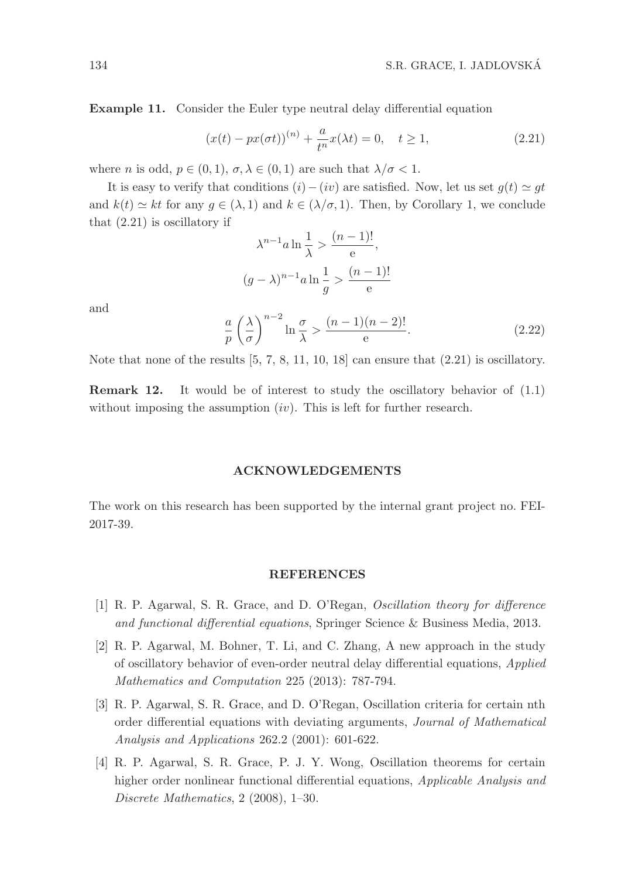**Example 11.** Consider the Euler type neutral delay differential equation

$$(x(t) - px(\sigma t))^{(n)} + \frac{a}{t^n} x(\lambda t) = 0, \quad t \geq 1, \tag{2.21}$$

where $n$ is odd, $p \in (0,1)$, $\sigma, \lambda \in (0,1)$ are such that $\lambda/\sigma < 1$.

It is easy to verify that conditions $(i) - (iv)$ are satisfied. Now, let us set $g(t) \simeq gt$ and $k(t) \simeq kt$ for any $g \in (\lambda, 1)$ and $k \in (\lambda/\sigma, 1)$. Then, by Corollary 1, we conclude that (2.21) is oscillatory if

$$\lambda^{n-1} a \ln \frac{1}{\lambda} > \frac{(n-1)!}{\mathrm{e}},$$

$$(g - \lambda)^{n-1} a \ln \frac{1}{g} > \frac{(n-1)!}{\mathrm{e}}$$

and

$$\frac{a}{p} \left( \frac{\lambda}{\sigma} \right)^{n-2} \ln \frac{\sigma}{\lambda} > \frac{(n-1)(n-2)!}{\mathrm{e}}. \tag{2.22}$$

Note that none of the results [5, 7, 8, 11, 10, 18] can ensure that (2.21) is oscillatory.

**Remark 12.** It would be of interest to study the oscillatory behavior of (1.1) without imposing the assumption $(iv)$. This is left for further research.

## ACKNOWLEDGEMENTS

The work on this research has been supported by the internal grant project no. FEI-2017-39.

## REFERENCES

[1] R. P. Agarwal, S. R. Grace, and D. O'Regan, *Oscillation theory for difference and functional differential equations*, Springer Science & Business Media, 2013.

[2] R. P. Agarwal, M. Bohner, T. Li, and C. Zhang, A new approach in the study of oscillatory behavior of even-order neutral delay differential equations, *Applied Mathematics and Computation* 225 (2013): 787-794.

[3] R. P. Agarwal, S. R. Grace, and D. O'Regan, Oscillation criteria for certain nth order differential equations with deviating arguments, *Journal of Mathematical Analysis and Applications* 262.2 (2001): 601-622.

[4] R. P. Agarwal, S. R. Grace, P. J. Y. Wong, Oscillation theorems for certain higher order nonlinear functional differential equations, *Applicable Analysis and Discrete Mathematics*, 2 (2008), 1–30.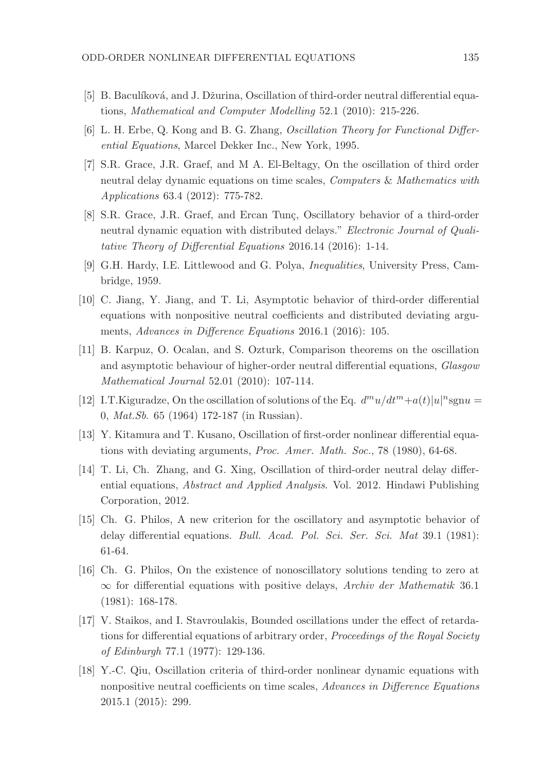[5] B. Baculíková, and J. Džurina, Oscillation of third-order neutral differential equations, *Mathematical and Computer Modelling* 52.1 (2010): 215-226.

[6] L. H. Erbe, Q. Kong and B. G. Zhang, *Oscillation Theory for Functional Differential Equations*, Marcel Dekker Inc., New York, 1995.

[7] S.R. Grace, J.R. Graef, and M A. El-Beltagy, On the oscillation of third order neutral delay dynamic equations on time scales, *Computers & Mathematics with Applications* 63.4 (2012): 775-782.

[8] S.R. Grace, J.R. Graef, and Ercan Tunç, Oscillatory behavior of a third-order neutral dynamic equation with distributed delays." *Electronic Journal of Qualitative Theory of Differential Equations* 2016.14 (2016): 1-14.

[9] G.H. Hardy, I.E. Littlewood and G. Polya, *Inequalities*, University Press, Cambridge, 1959.

[10] C. Jiang, Y. Jiang, and T. Li, Asymptotic behavior of third-order differential equations with nonpositive neutral coefficients and distributed deviating arguments, *Advances in Difference Equations* 2016.1 (2016): 105.

[11] B. Karpuz, O. Ocalan, and S. Ozturk, Comparison theorems on the oscillation and asymptotic behaviour of higher-order neutral differential equations, *Glasgow Mathematical Journal* 52.01 (2010): 107-114.

[12] I.T.Kiguradze, On the oscillation of solutions of the Eq. $d^m u/dt^m + a(t)|u|^n \text{sgn} u = 0$, *Mat.Sb.* 65 (1964) 172-187 (in Russian).

[13] Y. Kitamura and T. Kusano, Oscillation of first-order nonlinear differential equations with deviating arguments, *Proc. Amer. Math. Soc.*, 78 (1980), 64-68.

[14] T. Li, Ch. Zhang, and G. Xing, Oscillation of third-order neutral delay differential equations, *Abstract and Applied Analysis*. Vol. 2012. Hindawi Publishing Corporation, 2012.

[15] Ch. G. Philos, A new criterion for the oscillatory and asymptotic behavior of delay differential equations. *Bull. Acad. Pol. Sci. Ser. Sci. Mat* 39.1 (1981): 61-64.

[16] Ch. G. Philos, On the existence of nonoscillatory solutions tending to zero at $\infty$ for differential equations with positive delays, *Archiv der Mathematik* 36.1 (1981): 168-178.

[17] V. Staikos, and I. Stavroulakis, Bounded oscillations under the effect of retardations for differential equations of arbitrary order, *Proceedings of the Royal Society of Edinburgh* 77.1 (1977): 129-136.

[18] Y.-C. Qiu, Oscillation criteria of third-order nonlinear dynamic equations with nonpositive neutral coefficients on time scales, *Advances in Difference Equations* 2015.1 (2015): 299.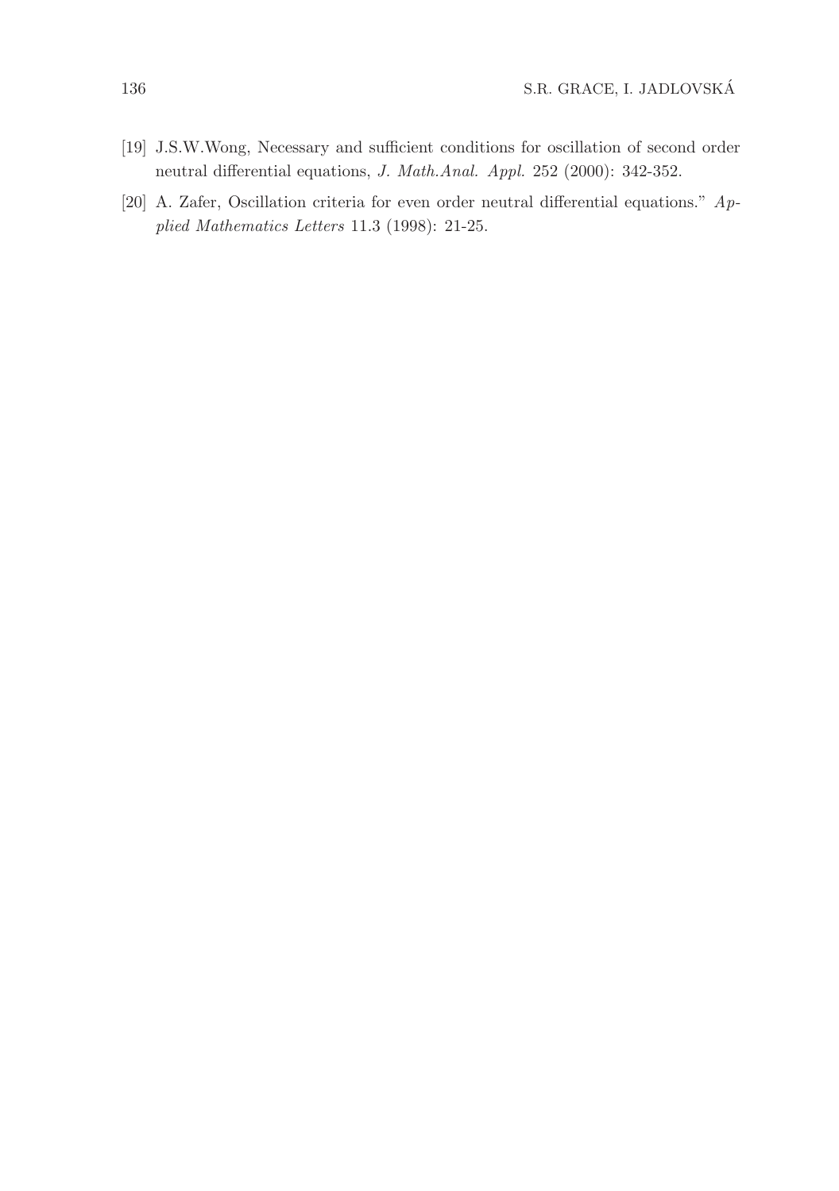[19] J.S.W.Wong, Necessary and sufficient conditions for oscillation of second order neutral differential equations, *J. Math.Anal. Appl.* 252 (2000): 342-352.

[20] A. Zafer, Oscillation criteria for even order neutral differential equations." *Applied Mathematics Letters* 11.3 (1998): 21-25.